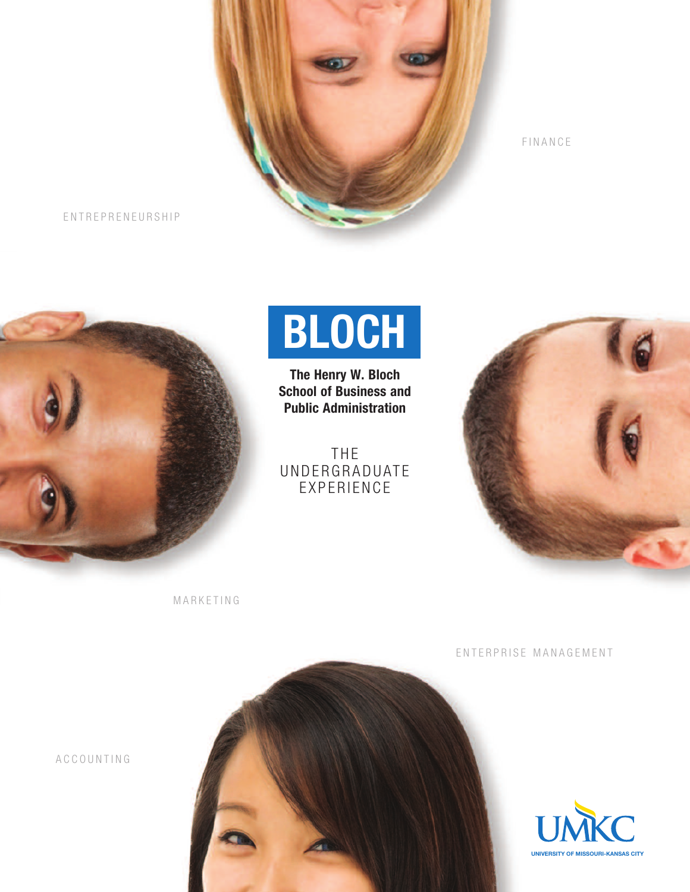FINANCE

ENTREPRENEURSHIP

# BLOCH

**The Henry W. Bloch School of Business and Public Administration**

THE UNDERGRADUATE EXPERIENCE

MARKETING

ENTERPRISE MANAGEMENT

ACCOUNTING

UMKC

UNIVERSITY OF MISSOURI-KANSAS CITY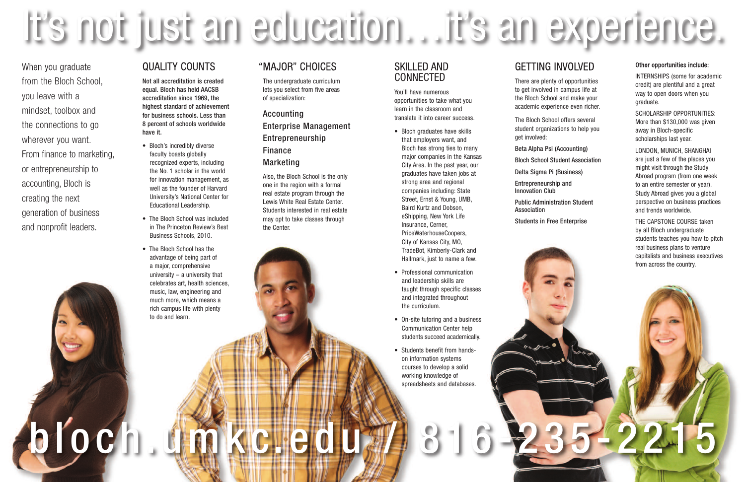# It's not just an education…it's an experience.

When you graduate from the Bloch School, you leave with a mindset, toolbox and the connections to go wherever you want. From finance to marketing, or entrepreneurship to accounting, Bloch is creating the next generation of business and nonprofit leaders.

## QUALITY COUNTS

**Not all accreditation is created equal. Bloch has held AACSB accreditation since 1969, the highest standard of achievement for business schools. Less than 8 percent of schools worldwide have it.**

- Bloch's incredibly diverse faculty boasts globally recognized experts, including the No. 1 scholar in the world for innovation management, as well as the founder of Harvard University's National Center for Educational Leadership.
- The Bloch School was included in The Princeton Review's Best Business Schools, 2010.
- The Bloch School has the advantage of being part of a major, comprehensive university – a university that celebrates art, health sciences, music, law, engineering and much more, which means a rich campus life with plenty to do and learn.

## "MAJOR" CHOICES

The undergraduate curriculum lets you select from five areas of specialization:

- Accounting
- Enterprise Management
- Entrepreneurship
- Finance
- Marketing

Also, the Bloch School is the only one in the region with a formal real estate program through the Lewis White Real Estate Center. Students interested in real estate may opt to take classes through the Center.

## SKILLED AND CONNECTED

You'll have numerous opportunities to take what you learn in the classroom and translate it into career success.

- Bloch graduates have skills that employers want, and Bloch has strong ties to many major companies in the Kansas City Area. In the past year, our graduates have taken jobs at strong area and regional companies including: State Street, Ernst & Young, UMB, Baird Kurtz and Dobson, eShipping, New York Life Insurance, Cerner, PriceWaterhouseCoopers, City of Kansas City, MO, TradeBot, Kimberly-Clark and Hallmark, just to name a few.
- Professional communication and leadership skills are taught through specific classes and integrated throughout the curriculum.
- On-site tutoring and a business Communication Center help students succeed academically.
- Students benefit from hands-on information systems courses to develop a solid working knowledge of spreadsheets and databases.

## GETTING INVOLVED

There are plenty of opportunities to get involved in campus life at the Bloch School and make your academic experience even richer.

The Bloch School offers several student organizations to help you get involved:

- Beta Alpha Psi (Accounting)
- Bloch School Student Association
- Delta Sigma Pi (Business)
- Entrepreneurship and Innovation Club
- Public Administration Student Association
- Students in Free Enterprise

**Other opportunities include:**

INTERNSHIPS (some for academic credit) are plentiful and a great way to open doors when you graduate.

SCHOLARSHIP OPPORTUNITIES: More than $130,000 was given away in Bloch-specific scholarships last year.

LONDON, MUNICH, SHANGHAI are just a few of the places you might visit through the Study Abroad program (from one week to an entire semester or year). Study Abroad gives you a global perspective on business practices and trends worldwide.

THE CAPSTONE COURSE taken by all Bloch undergraduate students teaches you how to pitch real business plans to venture capitalists and business executives from across the country.

bloch.umkc.edu / 816-235-2215